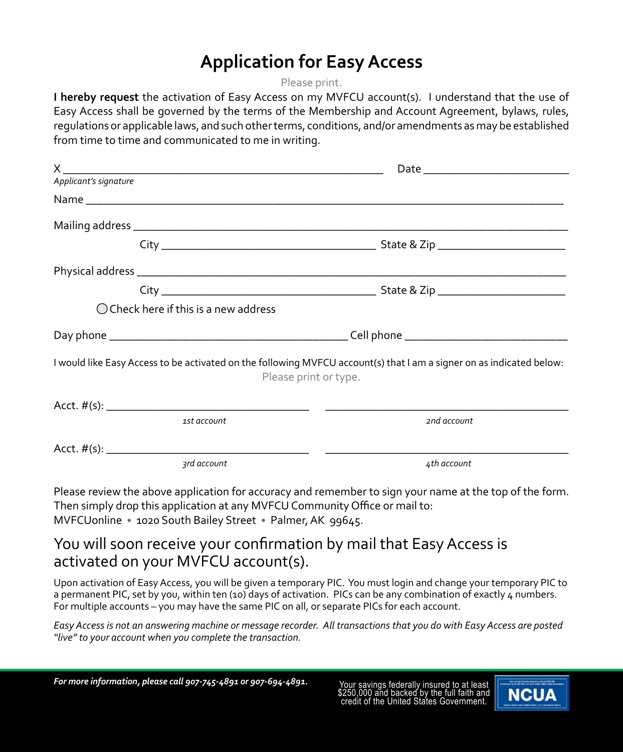# Application for Easy Access

Please print.

**I hereby request** the activation of Easy Access on my MVFCU account(s). I understand that the use of Easy Access shall be governed by the terms of the Membership and Account Agreement, bylaws, rules, regulations or applicable laws, and such other terms, conditions, and/or amendments as may be established from time to time and communicated to me in writing.

X ____________________________________________ Date ______________________

*Applicant's signature*

Name ______________________________________________________________________

Mailing address ______________________________________________________________

City __________________________________ State & Zip ____________________

Physical address _____________________________________________________________

City __________________________________ State & Zip ____________________

◯ Check here if this is a new address

Day phone ____________________________________ Cell phone _________________________

I would like Easy Access to be activated on the following MVFCU account(s) that I am a signer on as indicated below:

Please print or type.

Acct. #(s): ________________________________ ________________________________

*1st account* *2nd account*

Acct. #(s): ________________________________ ________________________________

*3rd account* *4th account*

Please review the above application for accuracy and remember to sign your name at the top of the form. Then simply drop this application at any MVFCU Community Office or mail to:
MVFCUonline • 1020 South Bailey Street • Palmer, AK 99645.

## You will soon receive your confirmation by mail that Easy Access is activated on your MVFCU account(s).

Upon activation of Easy Access, you will be given a temporary PIC. You must login and change your temporary PIC to a permanent PIC, set by you, within ten (10) days of activation. PICs can be any combination of exactly 4 numbers. For multiple accounts – you may have the same PIC on all, or separate PICs for each account.

*Easy Access is not an answering machine or message recorder. All transactions that you do with Easy Access are posted "live" to your account when you complete the transaction.*

***For more information, please call 907-745-4891 or 907-694-4891.***

Your savings federally insured to at least $250,000 and backed by the full faith and credit of the United States Government.

NCUA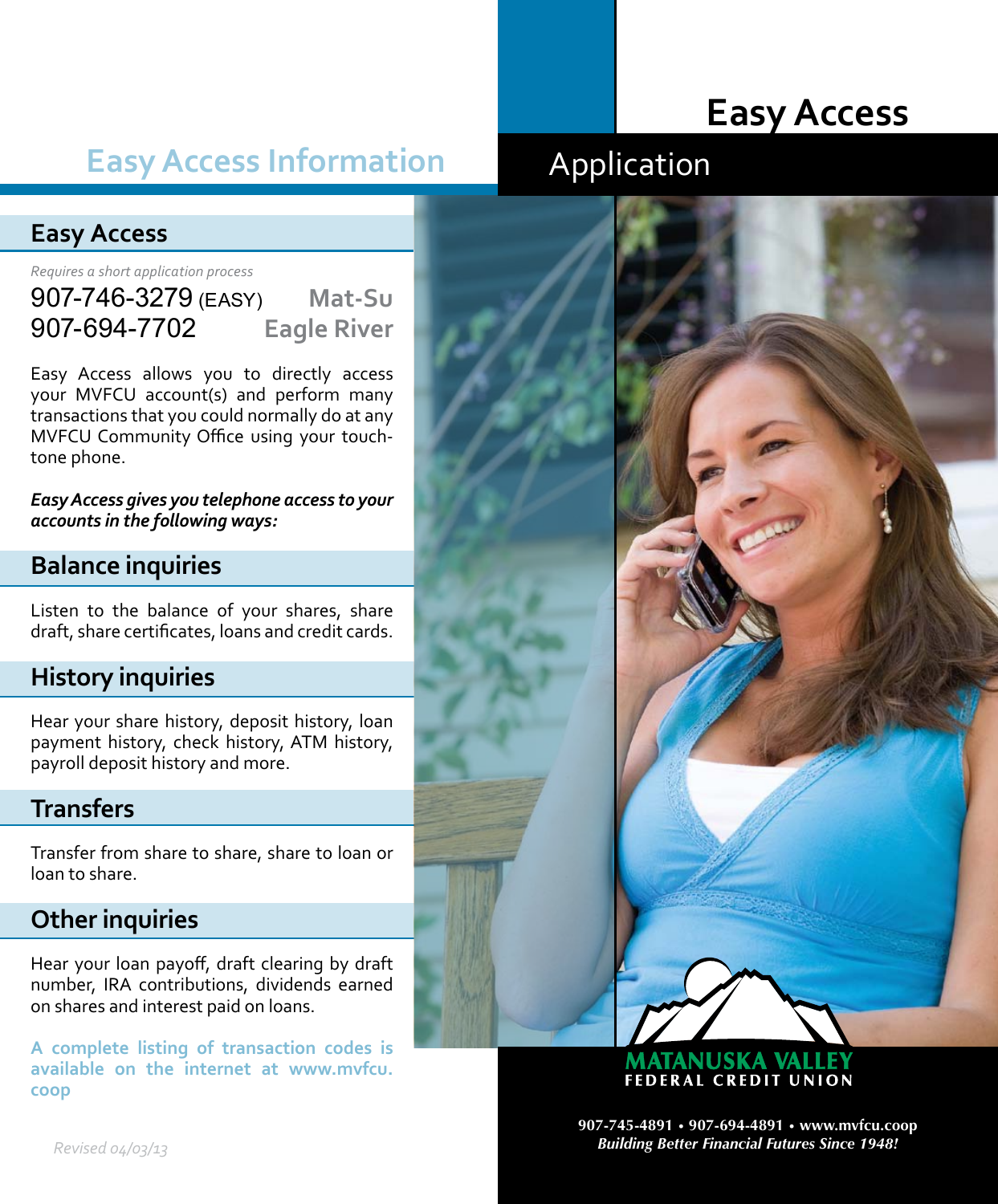## Easy Access Information

### Easy Access

*Requires a short application process*

907-746-3279 (EASY) **Mat-Su**
907-694-7702 **Eagle River**

Easy Access allows you to directly access your MVFCU account(s) and perform many transactions that you could normally do at any MVFCU Community Office using your touch-tone phone.

***Easy Access gives you telephone access to your accounts in the following ways:***

### Balance inquiries

Listen to the balance of your shares, share draft, share certificates, loans and credit cards.

### History inquiries

Hear your share history, deposit history, loan payment history, check history, ATM history, payroll deposit history and more.

### Transfers

Transfer from share to share, share to loan or loan to share.

### Other inquiries

Hear your loan payoff, draft clearing by draft number, IRA contributions, dividends earned on shares and interest paid on loans.

**A complete listing of transaction codes is available on the internet at www.mvfcu.coop**

*Revised 04/03/13*

# Easy Access

## Application

MATANUSKA VALLEY
FEDERAL CREDIT UNION

**907-745-4891 • 907-694-4891 • www.mvfcu.coop**
***Building Better Financial Futures Since 1948!***